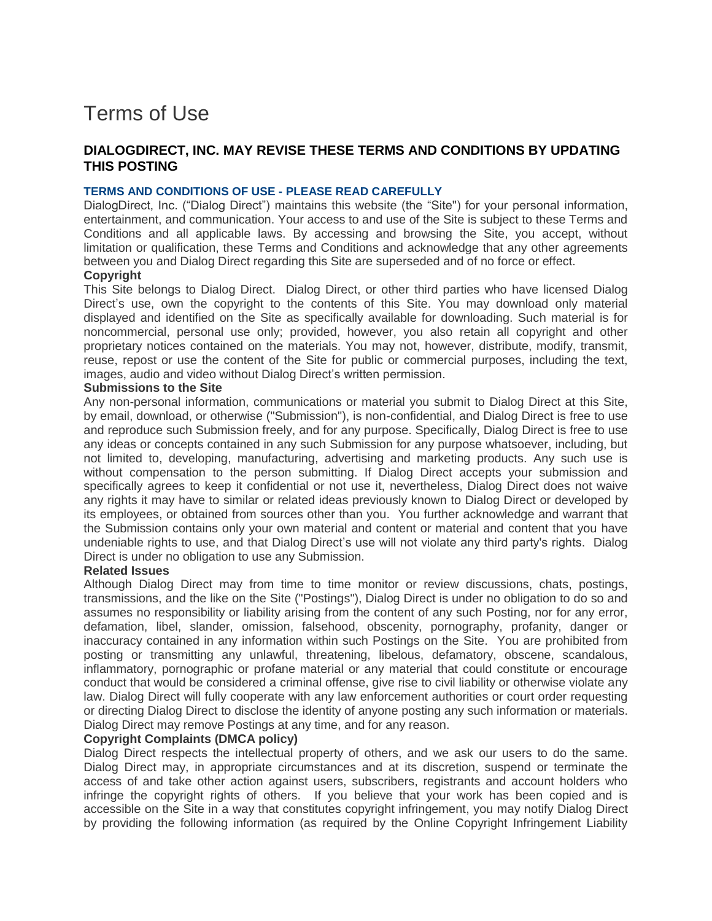# Terms of Use

## DIALOGDIRECT, INC. MAY REVISE THESE TERMS AND CONDITIONS BY UPDATING THIS POSTING

### TERMS AND CONDITIONS OF USE - PLEASE READ CAREFULLY

DialogDirect, Inc. ("Dialog Direct") maintains this website (the "Site") for your personal information, entertainment, and communication. Your access to and use of the Site is subject to these Terms and Conditions and all applicable laws. By accessing and browsing the Site, you accept, without limitation or qualification, these Terms and Conditions and acknowledge that any other agreements between you and Dialog Direct regarding this Site are superseded and of no force or effect.

**Copyright**

This Site belongs to Dialog Direct. Dialog Direct, or other third parties who have licensed Dialog Direct's use, own the copyright to the contents of this Site. You may download only material displayed and identified on the Site as specifically available for downloading. Such material is for noncommercial, personal use only; provided, however, you also retain all copyright and other proprietary notices contained on the materials. You may not, however, distribute, modify, transmit, reuse, repost or use the content of the Site for public or commercial purposes, including the text, images, audio and video without Dialog Direct's written permission.

**Submissions to the Site**

Any non-personal information, communications or material you submit to Dialog Direct at this Site, by email, download, or otherwise ("Submission"), is non-confidential, and Dialog Direct is free to use and reproduce such Submission freely, and for any purpose. Specifically, Dialog Direct is free to use any ideas or concepts contained in any such Submission for any purpose whatsoever, including, but not limited to, developing, manufacturing, advertising and marketing products. Any such use is without compensation to the person submitting. If Dialog Direct accepts your submission and specifically agrees to keep it confidential or not use it, nevertheless, Dialog Direct does not waive any rights it may have to similar or related ideas previously known to Dialog Direct or developed by its employees, or obtained from sources other than you. You further acknowledge and warrant that the Submission contains only your own material and content or material and content that you have undeniable rights to use, and that Dialog Direct's use will not violate any third party's rights. Dialog Direct is under no obligation to use any Submission.

**Related Issues**

Although Dialog Direct may from time to time monitor or review discussions, chats, postings, transmissions, and the like on the Site ("Postings"), Dialog Direct is under no obligation to do so and assumes no responsibility or liability arising from the content of any such Posting, nor for any error, defamation, libel, slander, omission, falsehood, obscenity, pornography, profanity, danger or inaccuracy contained in any information within such Postings on the Site. You are prohibited from posting or transmitting any unlawful, threatening, libelous, defamatory, obscene, scandalous, inflammatory, pornographic or profane material or any material that could constitute or encourage conduct that would be considered a criminal offense, give rise to civil liability or otherwise violate any law. Dialog Direct will fully cooperate with any law enforcement authorities or court order requesting or directing Dialog Direct to disclose the identity of anyone posting any such information or materials. Dialog Direct may remove Postings at any time, and for any reason.

**Copyright Complaints (DMCA policy)**

Dialog Direct respects the intellectual property of others, and we ask our users to do the same. Dialog Direct may, in appropriate circumstances and at its discretion, suspend or terminate the access of and take other action against users, subscribers, registrants and account holders who infringe the copyright rights of others. If you believe that your work has been copied and is accessible on the Site in a way that constitutes copyright infringement, you may notify Dialog Direct by providing the following information (as required by the Online Copyright Infringement Liability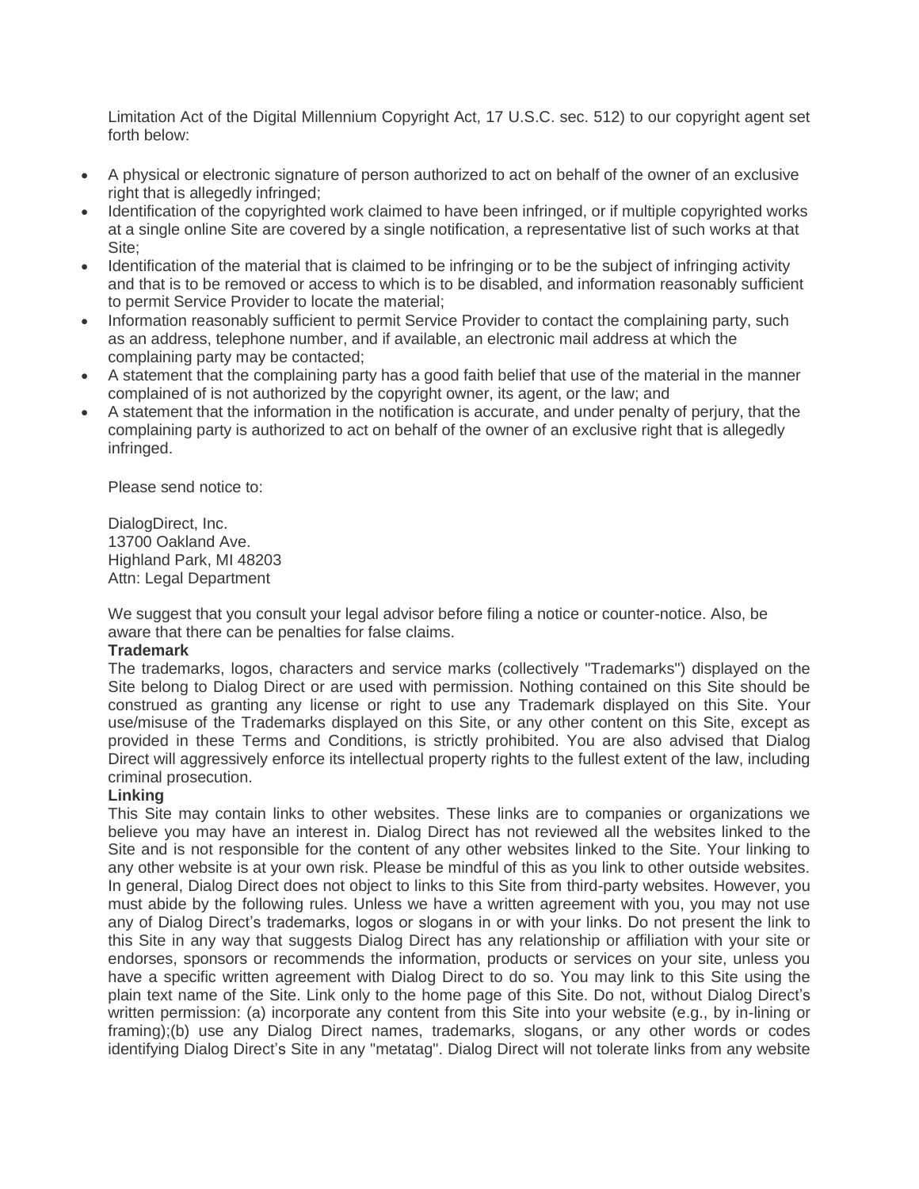Limitation Act of the Digital Millennium Copyright Act, 17 U.S.C. sec. 512) to our copyright agent set forth below:

- A physical or electronic signature of person authorized to act on behalf of the owner of an exclusive right that is allegedly infringed;
- Identification of the copyrighted work claimed to have been infringed, or if multiple copyrighted works at a single online Site are covered by a single notification, a representative list of such works at that Site;
- Identification of the material that is claimed to be infringing or to be the subject of infringing activity and that is to be removed or access to which is to be disabled, and information reasonably sufficient to permit Service Provider to locate the material;
- Information reasonably sufficient to permit Service Provider to contact the complaining party, such as an address, telephone number, and if available, an electronic mail address at which the complaining party may be contacted;
- A statement that the complaining party has a good faith belief that use of the material in the manner complained of is not authorized by the copyright owner, its agent, or the law; and
- A statement that the information in the notification is accurate, and under penalty of perjury, that the complaining party is authorized to act on behalf of the owner of an exclusive right that is allegedly infringed.

Please send notice to:

DialogDirect, Inc.
13700 Oakland Ave.
Highland Park, MI 48203
Attn: Legal Department

We suggest that you consult your legal advisor before filing a notice or counter-notice. Also, be aware that there can be penalties for false claims.

**Trademark**

The trademarks, logos, characters and service marks (collectively "Trademarks") displayed on the Site belong to Dialog Direct or are used with permission. Nothing contained on this Site should be construed as granting any license or right to use any Trademark displayed on this Site. Your use/misuse of the Trademarks displayed on this Site, or any other content on this Site, except as provided in these Terms and Conditions, is strictly prohibited. You are also advised that Dialog Direct will aggressively enforce its intellectual property rights to the fullest extent of the law, including criminal prosecution.

**Linking**

This Site may contain links to other websites. These links are to companies or organizations we believe you may have an interest in. Dialog Direct has not reviewed all the websites linked to the Site and is not responsible for the content of any other websites linked to the Site. Your linking to any other website is at your own risk. Please be mindful of this as you link to other outside websites. In general, Dialog Direct does not object to links to this Site from third-party websites. However, you must abide by the following rules. Unless we have a written agreement with you, you may not use any of Dialog Direct's trademarks, logos or slogans in or with your links. Do not present the link to this Site in any way that suggests Dialog Direct has any relationship or affiliation with your site or endorses, sponsors or recommends the information, products or services on your site, unless you have a specific written agreement with Dialog Direct to do so. You may link to this Site using the plain text name of the Site. Link only to the home page of this Site. Do not, without Dialog Direct's written permission: (a) incorporate any content from this Site into your website (e.g., by in-lining or framing);(b) use any Dialog Direct names, trademarks, slogans, or any other words or codes identifying Dialog Direct's Site in any "metatag". Dialog Direct will not tolerate links from any website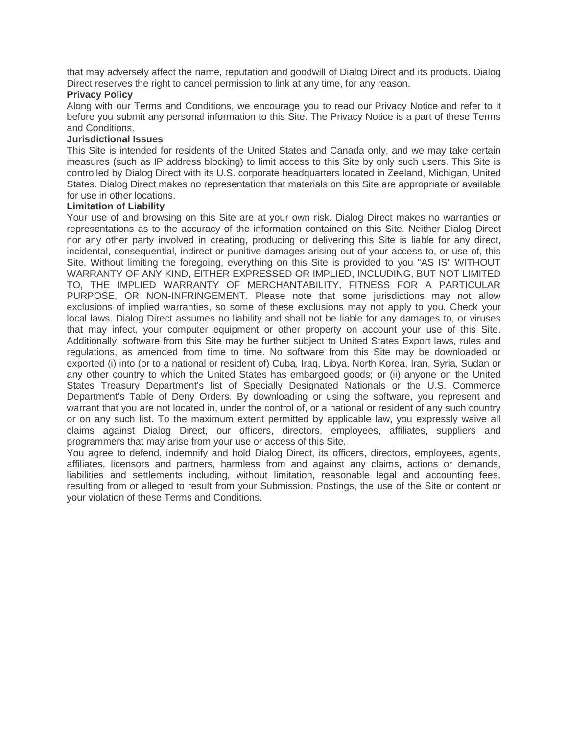that may adversely affect the name, reputation and goodwill of Dialog Direct and its products. Dialog Direct reserves the right to cancel permission to link at any time, for any reason.

**Privacy Policy**

Along with our Terms and Conditions, we encourage you to read our Privacy Notice and refer to it before you submit any personal information to this Site. The Privacy Notice is a part of these Terms and Conditions.

**Jurisdictional Issues**

This Site is intended for residents of the United States and Canada only, and we may take certain measures (such as IP address blocking) to limit access to this Site by only such users. This Site is controlled by Dialog Direct with its U.S. corporate headquarters located in Zeeland, Michigan, United States. Dialog Direct makes no representation that materials on this Site are appropriate or available for use in other locations.

**Limitation of Liability**

Your use of and browsing on this Site are at your own risk. Dialog Direct makes no warranties or representations as to the accuracy of the information contained on this Site. Neither Dialog Direct nor any other party involved in creating, producing or delivering this Site is liable for any direct, incidental, consequential, indirect or punitive damages arising out of your access to, or use of, this Site. Without limiting the foregoing, everything on this Site is provided to you "AS IS" WITHOUT WARRANTY OF ANY KIND, EITHER EXPRESSED OR IMPLIED, INCLUDING, BUT NOT LIMITED TO, THE IMPLIED WARRANTY OF MERCHANTABILITY, FITNESS FOR A PARTICULAR PURPOSE, OR NON-INFRINGEMENT. Please note that some jurisdictions may not allow exclusions of implied warranties, so some of these exclusions may not apply to you. Check your local laws. Dialog Direct assumes no liability and shall not be liable for any damages to, or viruses that may infect, your computer equipment or other property on account your use of this Site. Additionally, software from this Site may be further subject to United States Export laws, rules and regulations, as amended from time to time. No software from this Site may be downloaded or exported (i) into (or to a national or resident of) Cuba, Iraq, Libya, North Korea, Iran, Syria, Sudan or any other country to which the United States has embargoed goods; or (ii) anyone on the United States Treasury Department's list of Specially Designated Nationals or the U.S. Commerce Department's Table of Deny Orders. By downloading or using the software, you represent and warrant that you are not located in, under the control of, or a national or resident of any such country or on any such list. To the maximum extent permitted by applicable law, you expressly waive all claims against Dialog Direct, our officers, directors, employees, affiliates, suppliers and programmers that may arise from your use or access of this Site.

You agree to defend, indemnify and hold Dialog Direct, its officers, directors, employees, agents, affiliates, licensors and partners, harmless from and against any claims, actions or demands, liabilities and settlements including, without limitation, reasonable legal and accounting fees, resulting from or alleged to result from your Submission, Postings, the use of the Site or content or your violation of these Terms and Conditions.